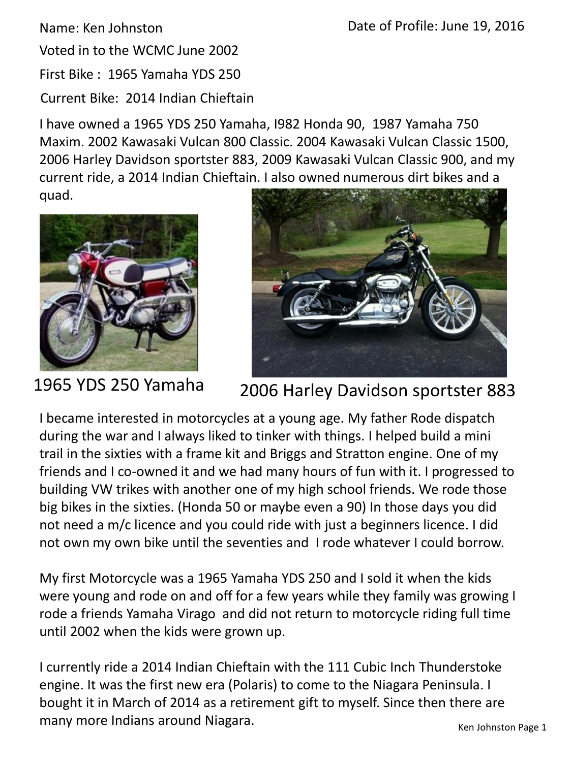Name: Ken Johnston

Date of Profile: June 19, 2016

Voted in to the WCMC June 2002

First Bike : 1965 Yamaha YDS 250

Current Bike: 2014 Indian Chieftain

I have owned a 1965 YDS 250 Yamaha, I982 Honda 90, 1987 Yamaha 750 Maxim. 2002 Kawasaki Vulcan 800 Classic. 2004 Kawasaki Vulcan Classic 1500, 2006 Harley Davidson sportster 883, 2009 Kawasaki Vulcan Classic 900, and my current ride, a 2014 Indian Chieftain. I also owned numerous dirt bikes and a quad.

1965 YDS 250 Yamaha

2006 Harley Davidson sportster 883

I became interested in motorcycles at a young age. My father Rode dispatch during the war and I always liked to tinker with things. I helped build a mini trail in the sixties with a frame kit and Briggs and Stratton engine. One of my friends and I co-owned it and we had many hours of fun with it. I progressed to building VW trikes with another one of my high school friends. We rode those big bikes in the sixties. (Honda 50 or maybe even a 90) In those days you did not need a m/c licence and you could ride with just a beginners licence. I did not own my own bike until the seventies and I rode whatever I could borrow.

My first Motorcycle was a 1965 Yamaha YDS 250 and I sold it when the kids were young and rode on and off for a few years while they family was growing I rode a friends Yamaha Virago and did not return to motorcycle riding full time until 2002 when the kids were grown up.

I currently ride a 2014 Indian Chieftain with the 111 Cubic Inch Thunderstoke engine. It was the first new era (Polaris) to come to the Niagara Peninsula. I bought it in March of 2014 as a retirement gift to myself. Since then there are many more Indians around Niagara.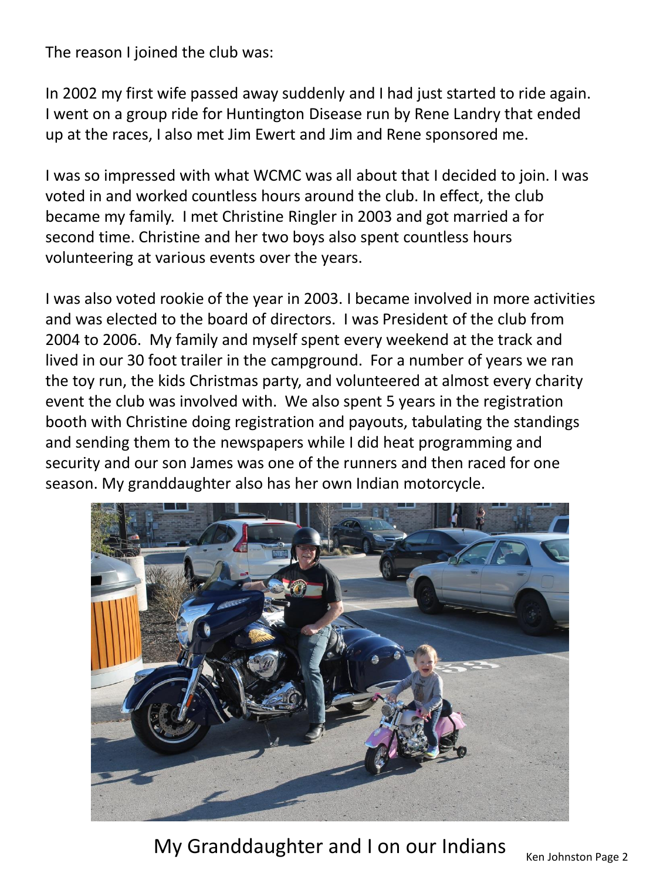The reason I joined the club was:

In 2002 my first wife passed away suddenly and I had just started to ride again. I went on a group ride for Huntington Disease run by Rene Landry that ended up at the races, I also met Jim Ewert and Jim and Rene sponsored me.

I was so impressed with what WCMC was all about that I decided to join. I was voted in and worked countless hours around the club. In effect, the club became my family. I met Christine Ringler in 2003 and got married a for second time. Christine and her two boys also spent countless hours volunteering at various events over the years.

I was also voted rookie of the year in 2003. I became involved in more activities and was elected to the board of directors. I was President of the club from 2004 to 2006. My family and myself spent every weekend at the track and lived in our 30 foot trailer in the campground. For a number of years we ran the toy run, the kids Christmas party, and volunteered at almost every charity event the club was involved with. We also spent 5 years in the registration booth with Christine doing registration and payouts, tabulating the standings and sending them to the newspapers while I did heat programming and security and our son James was one of the runners and then raced for one season. My granddaughter also has her own Indian motorcycle.

My Granddaughter and I on our Indians